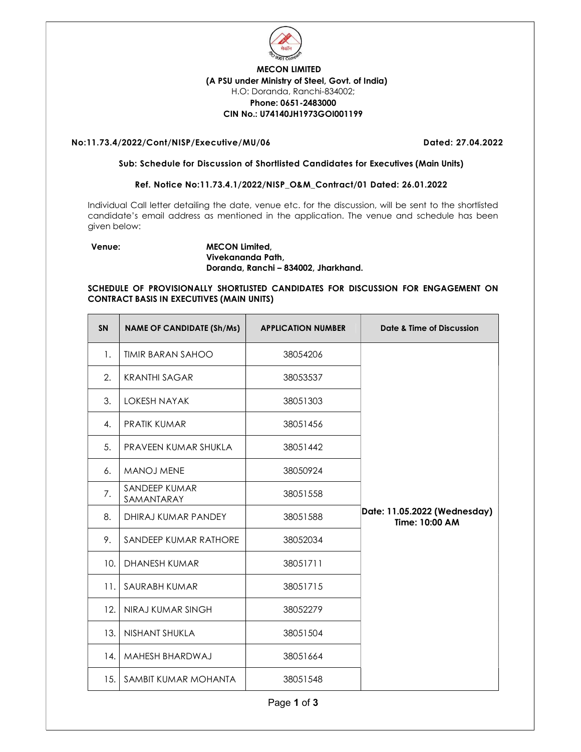**MECON LIMITED**
**(A PSU under Ministry of Steel, Govt. of India)**
H.O: Doranda, Ranchi-834002;
**Phone: 0651-2483000**
**CIN No.: U74140JH1973GOI001199**

**No:11.73.4/2022/Cont/NISP/Executive/MU/06** **Dated: 27.04.2022**

**Sub: Schedule for Discussion of Shortlisted Candidates for Executives (Main Units)**

**Ref. Notice No:11.73.4.1/2022/NISP_O&M_Contract/01 Dated: 26.01.2022**

Individual Call letter detailing the date, venue etc. for the discussion, will be sent to the shortlisted candidate's email address as mentioned in the application. The venue and schedule has been given below:

**Venue:** **MECON Limited,**
**Vivekananda Path,**
**Doranda, Ranchi – 834002, Jharkhand.**

**SCHEDULE OF PROVISIONALLY SHORTLISTED CANDIDATES FOR DISCUSSION FOR ENGAGEMENT ON CONTRACT BASIS IN EXECUTIVES (MAIN UNITS)**

| SN | NAME OF CANDIDATE (Sh/Ms) | APPLICATION NUMBER | Date & Time of Discussion |
|---|---|---|---|
| 1. | TIMIR BARAN SAHOO | 38054206 | **Date: 11.05.2022 (Wednesday) Time: 10:00 AM** |
| 2. | KRANTHI SAGAR | 38053537 | |
| 3. | LOKESH NAYAK | 38051303 | |
| 4. | PRATIK KUMAR | 38051456 | |
| 5. | PRAVEEN KUMAR SHUKLA | 38051442 | |
| 6. | MANOJ MENE | 38050924 | |
| 7. | SANDEEP KUMAR SAMANTARAY | 38051558 | |
| 8. | DHIRAJ KUMAR PANDEY | 38051588 | |
| 9. | SANDEEP KUMAR RATHORE | 38052034 | |
| 10. | DHANESH KUMAR | 38051711 | |
| 11. | SAURABH KUMAR | 38051715 | |
| 12. | NIRAJ KUMAR SINGH | 38052279 | |
| 13. | NISHANT SHUKLA | 38051504 | |
| 14. | MAHESH BHARDWAJ | 38051664 | |
| 15. | SAMBIT KUMAR MOHANTA | 38051548 | |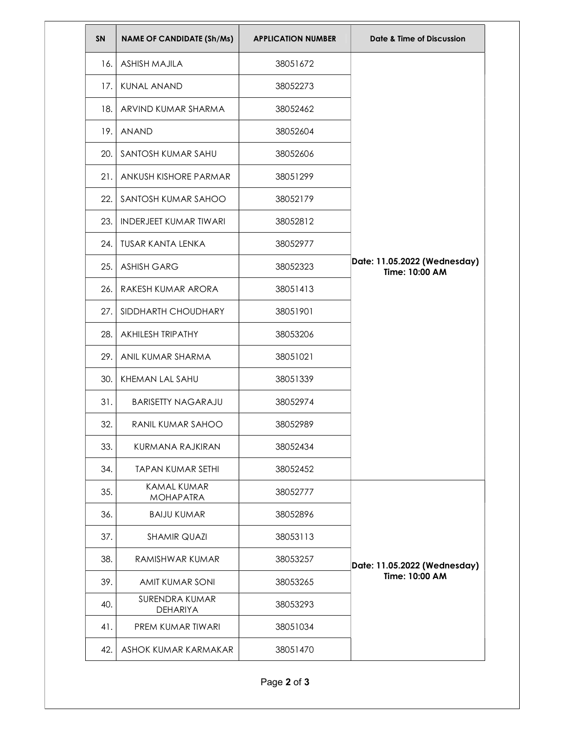| SN | NAME OF CANDIDATE (Sh/Ms) | APPLICATION NUMBER | Date & Time of Discussion |
|---|---|---|---|
| 16. | ASHISH MAJILA | 38051672 | **Date: 11.05.2022 (Wednesday) Time: 10:00 AM** |
| 17. | KUNAL ANAND | 38052273 | |
| 18. | ARVIND KUMAR SHARMA | 38052462 | |
| 19. | ANAND | 38052604 | |
| 20. | SANTOSH KUMAR SAHU | 38052606 | |
| 21. | ANKUSH KISHORE PARMAR | 38051299 | |
| 22. | SANTOSH KUMAR SAHOO | 38052179 | |
| 23. | INDERJEET KUMAR TIWARI | 38052812 | |
| 24. | TUSAR KANTA LENKA | 38052977 | |
| 25. | ASHISH GARG | 38052323 | |
| 26. | RAKESH KUMAR ARORA | 38051413 | |
| 27. | SIDDHARTH CHOUDHARY | 38051901 | |
| 28. | AKHILESH TRIPATHY | 38053206 | |
| 29. | ANIL KUMAR SHARMA | 38051021 | |
| 30. | KHEMAN LAL SAHU | 38051339 | |
| 31. | BARISETTY NAGARAJU | 38052974 | |
| 32. | RANIL KUMAR SAHOO | 38052989 | |
| 33. | KURMANA RAJKIRAN | 38052434 | |
| 34. | TAPAN KUMAR SETHI | 38052452 | |
| 35. | KAMAL KUMAR MOHAPATRA | 38052777 | **Date: 11.05.2022 (Wednesday) Time: 10:00 AM** |
| 36. | BAIJU KUMAR | 38052896 | |
| 37. | SHAMIR QUAZI | 38053113 | |
| 38. | RAMISHWAR KUMAR | 38053257 | |
| 39. | AMIT KUMAR SONI | 38053265 | |
| 40. | SURENDRA KUMAR DEHARIYA | 38053293 | |
| 41. | PREM KUMAR TIWARI | 38051034 | |
| 42. | ASHOK KUMAR KARMAKAR | 38051470 | |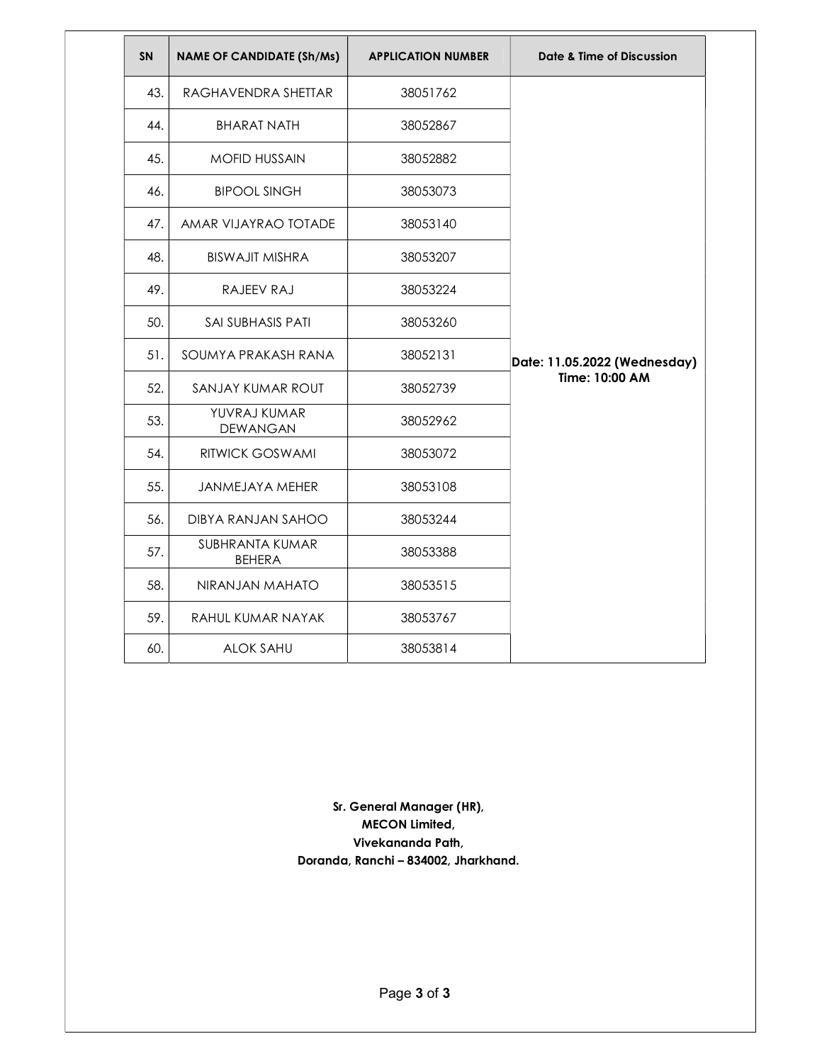| SN | NAME OF CANDIDATE (Sh/Ms) | APPLICATION NUMBER | Date & Time of Discussion |
|---|---|---|---|
| 43. | RAGHAVENDRA SHETTAR | 38051762 | Date: 11.05.2022 (Wednesday) Time: 10:00 AM |
| 44. | BHARAT NATH | 38052867 | |
| 45. | MOFID HUSSAIN | 38052882 | |
| 46. | BIPOOL SINGH | 38053073 | |
| 47. | AMAR VIJAYRAO TOTADE | 38053140 | |
| 48. | BISWAJIT MISHRA | 38053207 | |
| 49. | RAJEEV RAJ | 38053224 | |
| 50. | SAI SUBHASIS PATI | 38053260 | |
| 51. | SOUMYA PRAKASH RANA | 38052131 | |
| 52. | SANJAY KUMAR ROUT | 38052739 | |
| 53. | YUVRAJ KUMAR DEWANGAN | 38052962 | |
| 54. | RITWICK GOSWAMI | 38053072 | |
| 55. | JANMEJAYA MEHER | 38053108 | |
| 56. | DIBYA RANJAN SAHOO | 38053244 | |
| 57. | SUBHRANTA KUMAR BEHERA | 38053388 | |
| 58. | NIRANJAN MAHATO | 38053515 | |
| 59. | RAHUL KUMAR NAYAK | 38053767 | |
| 60. | ALOK SAHU | 38053814 | |

**Sr. General Manager (HR),**
**MECON Limited,**
**Vivekananda Path,**
**Doranda, Ranchi – 834002, Jharkhand.**